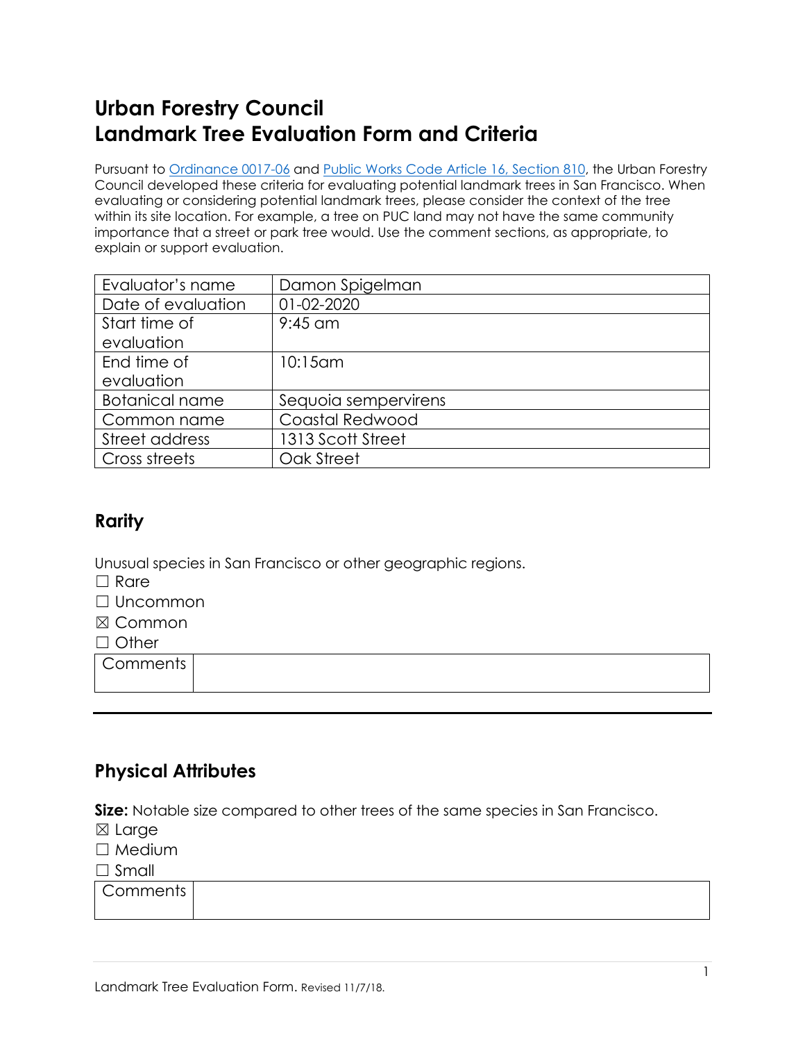# Urban Forestry Council
# Landmark Tree Evaluation Form and Criteria

Pursuant to [Ordinance 0017-06]() and [Public Works Code Article 16, Section 810](), the Urban Forestry Council developed these criteria for evaluating potential landmark trees in San Francisco. When evaluating or considering potential landmark trees, please consider the context of the tree within its site location. For example, a tree on PUC land may not have the same community importance that a street or park tree would. Use the comment sections, as appropriate, to explain or support evaluation.

| | |
|---|---|
| Evaluator's name | Damon Spigelman |
| Date of evaluation | 01-02-2020 |
| Start time of evaluation | 9:45 am |
| End time of evaluation | 10:15am |
| Botanical name | Sequoia sempervirens |
| Common name | Coastal Redwood |
| Street address | 1313 Scott Street |
| Cross streets | Oak Street |

## Rarity

Unusual species in San Francisco or other geographic regions.

☐ Rare
☐ Uncommon
☒ Common
☐ Other

| Comments | |
|---|---|

---

## Physical Attributes

**Size:** Notable size compared to other trees of the same species in San Francisco.

☒ Large
☐ Medium
☐ Small

| Comments | |
|---|---|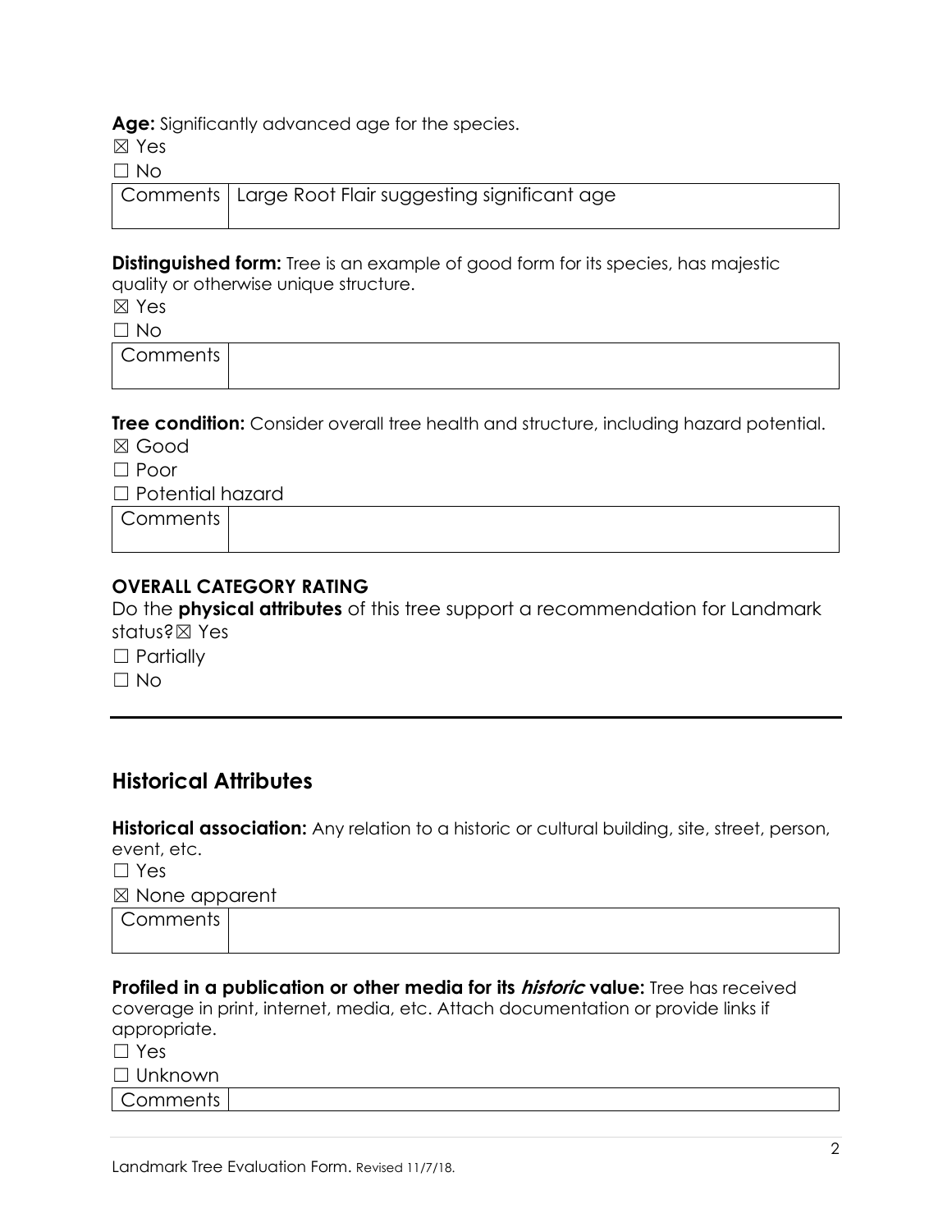**Age:** Significantly advanced age for the species.

☒ Yes

☐ No

| Comments | Large Root Flair suggesting significant age |
|---|---|

**Distinguished form:** Tree is an example of good form for its species, has majestic quality or otherwise unique structure.

☒ Yes

☐ No

| Comments | |
|---|---|

**Tree condition:** Consider overall tree health and structure, including hazard potential.

☒ Good

☐ Poor

☐ Potential hazard

| Comments | |
|---|---|

**OVERALL CATEGORY RATING**

Do the **physical attributes** of this tree support a recommendation for Landmark status?☒ Yes

☐ Partially

☐ No

---

## Historical Attributes

**Historical association:** Any relation to a historic or cultural building, site, street, person, event, etc.

☐ Yes

☒ None apparent

| Comments | |
|---|---|

**Profiled in a publication or other media for its *historic* value:** Tree has received coverage in print, internet, media, etc. Attach documentation or provide links if appropriate.

☐ Yes

☐ Unknown

| Comments | |
|---|---|

Landmark Tree Evaluation Form. Revised 11/7/18.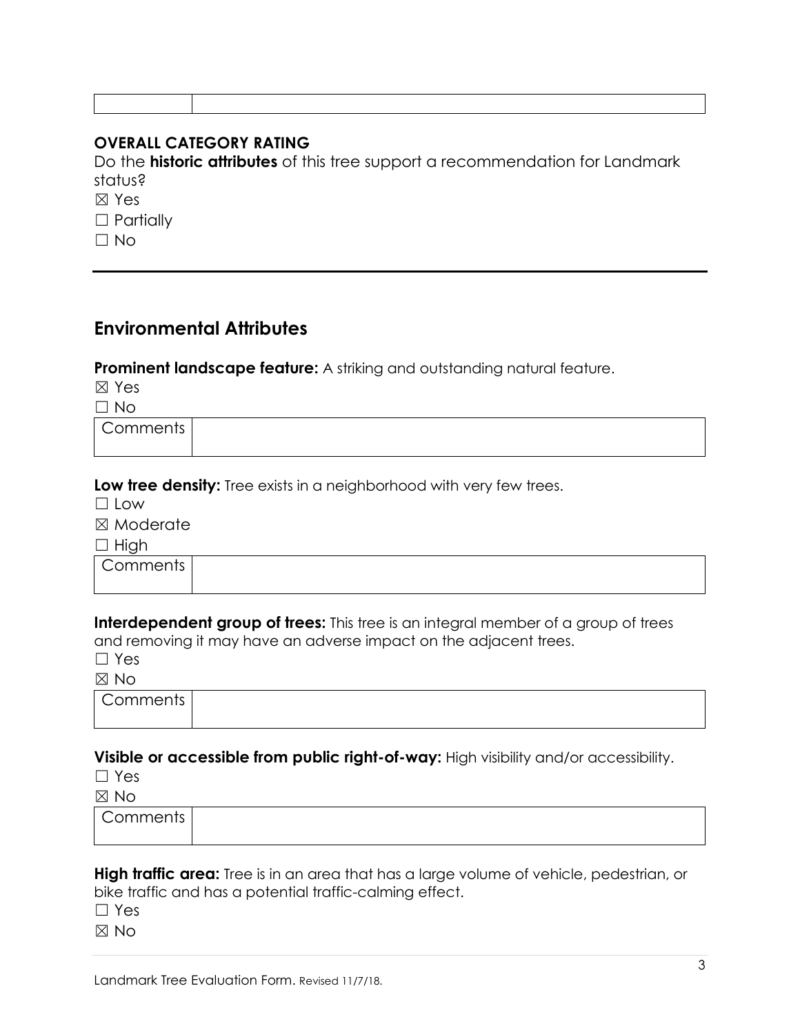| | |
|---|---|

**OVERALL CATEGORY RATING**

Do the **historic attributes** of this tree support a recommendation for Landmark status?

☒ Yes

☐ Partially

☐ No

---

## Environmental Attributes

**Prominent landscape feature:** A striking and outstanding natural feature.

☒ Yes

☐ No

| Comments | |
|---|---|

**Low tree density:** Tree exists in a neighborhood with very few trees.

☐ Low

☒ Moderate

☐ High

| Comments | |
|---|---|

**Interdependent group of trees:** This tree is an integral member of a group of trees and removing it may have an adverse impact on the adjacent trees.

☐ Yes

☒ No

| Comments | |
|---|---|

**Visible or accessible from public right-of-way:** High visibility and/or accessibility.

☐ Yes

☒ No

| Comments | |
|---|---|

**High traffic area:** Tree is in an area that has a large volume of vehicle, pedestrian, or bike traffic and has a potential traffic-calming effect.

☐ Yes

☒ No

Landmark Tree Evaluation Form. Revised 11/7/18.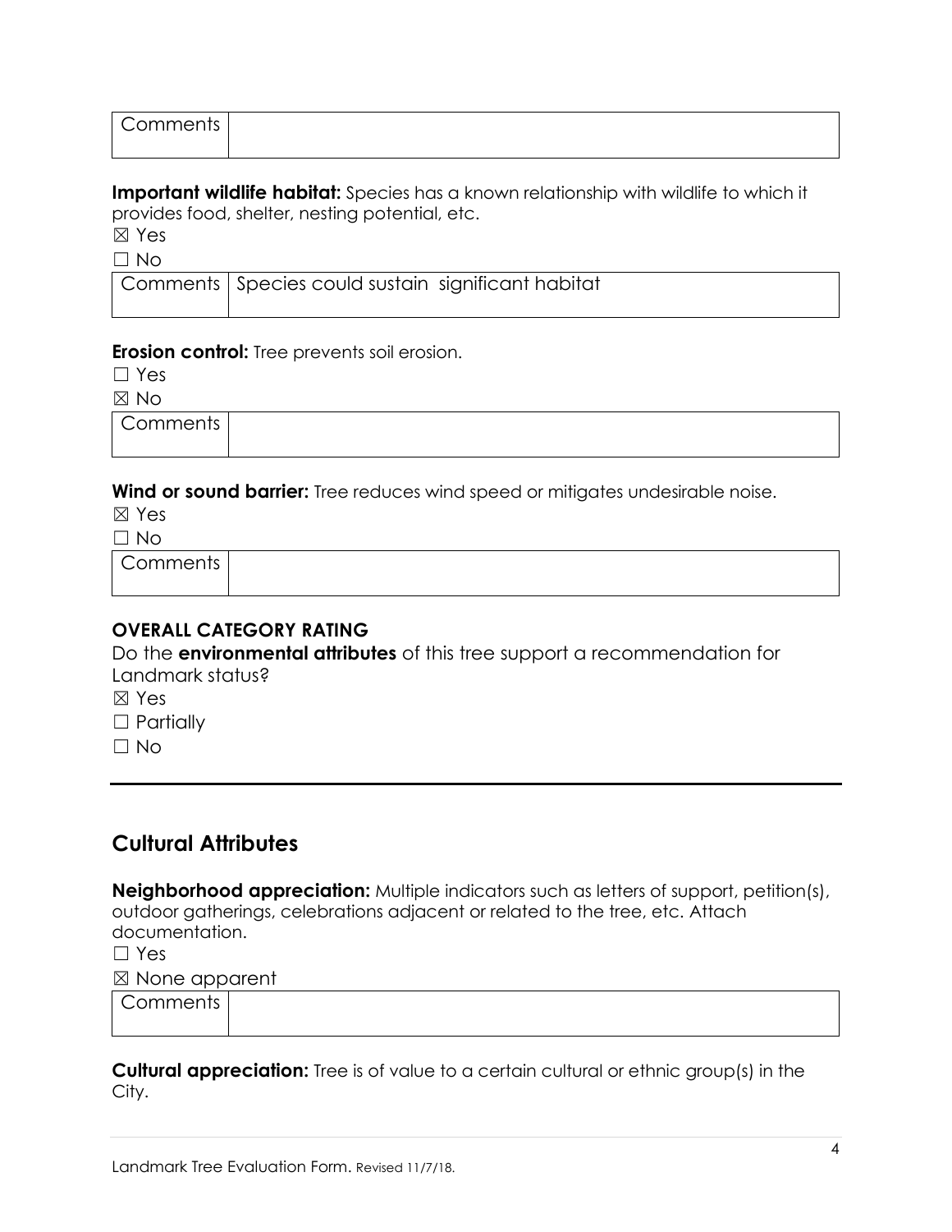| Comments | |
|---|---|

**Important wildlife habitat:** Species has a known relationship with wildlife to which it provides food, shelter, nesting potential, etc.

☒ Yes

☐ No

| Comments | Species could sustain significant habitat |
|---|---|

**Erosion control:** Tree prevents soil erosion.

☐ Yes

☒ No

| Comments | |
|---|---|

**Wind or sound barrier:** Tree reduces wind speed or mitigates undesirable noise.

☒ Yes

☐ No

| Comments | |
|---|---|

### OVERALL CATEGORY RATING

Do the **environmental attributes** of this tree support a recommendation for Landmark status?

☒ Yes

☐ Partially

☐ No

---

## Cultural Attributes

**Neighborhood appreciation:** Multiple indicators such as letters of support, petition(s), outdoor gatherings, celebrations adjacent or related to the tree, etc. Attach documentation.

☐ Yes

☒ None apparent

| Comments | |
|---|---|

**Cultural appreciation:** Tree is of value to a certain cultural or ethnic group(s) in the City.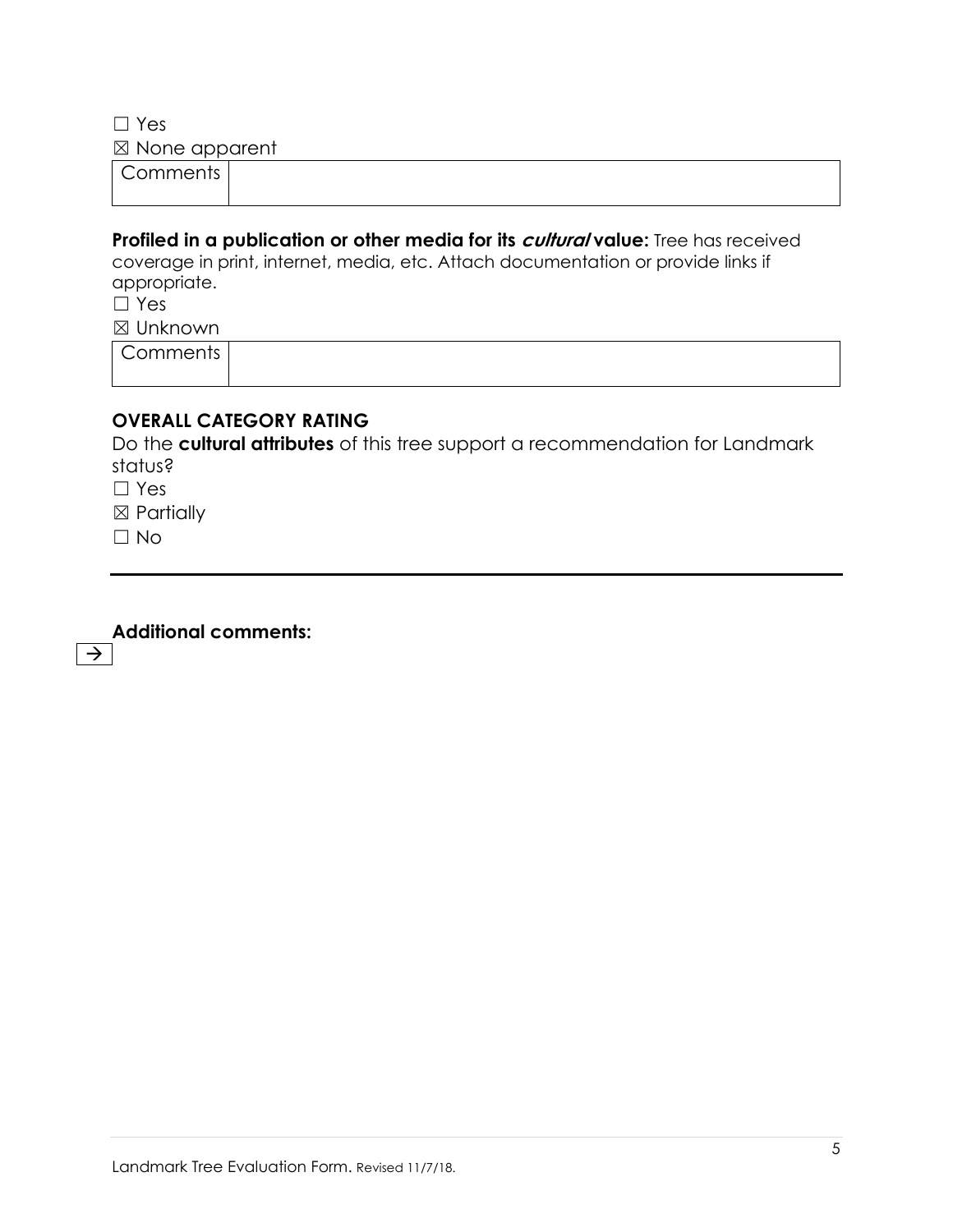☐ Yes

☒ None apparent

| Comments | |
|---|---|

**Profiled in a publication or other media for its *cultural* value:** Tree has received coverage in print, internet, media, etc. Attach documentation or provide links if appropriate.

☐ Yes

☒ Unknown

| Comments | |
|---|---|

### OVERALL CATEGORY RATING

Do the **cultural attributes** of this tree support a recommendation for Landmark status?

☐ Yes

☒ Partially

☐ No

---

### Additional comments:

→